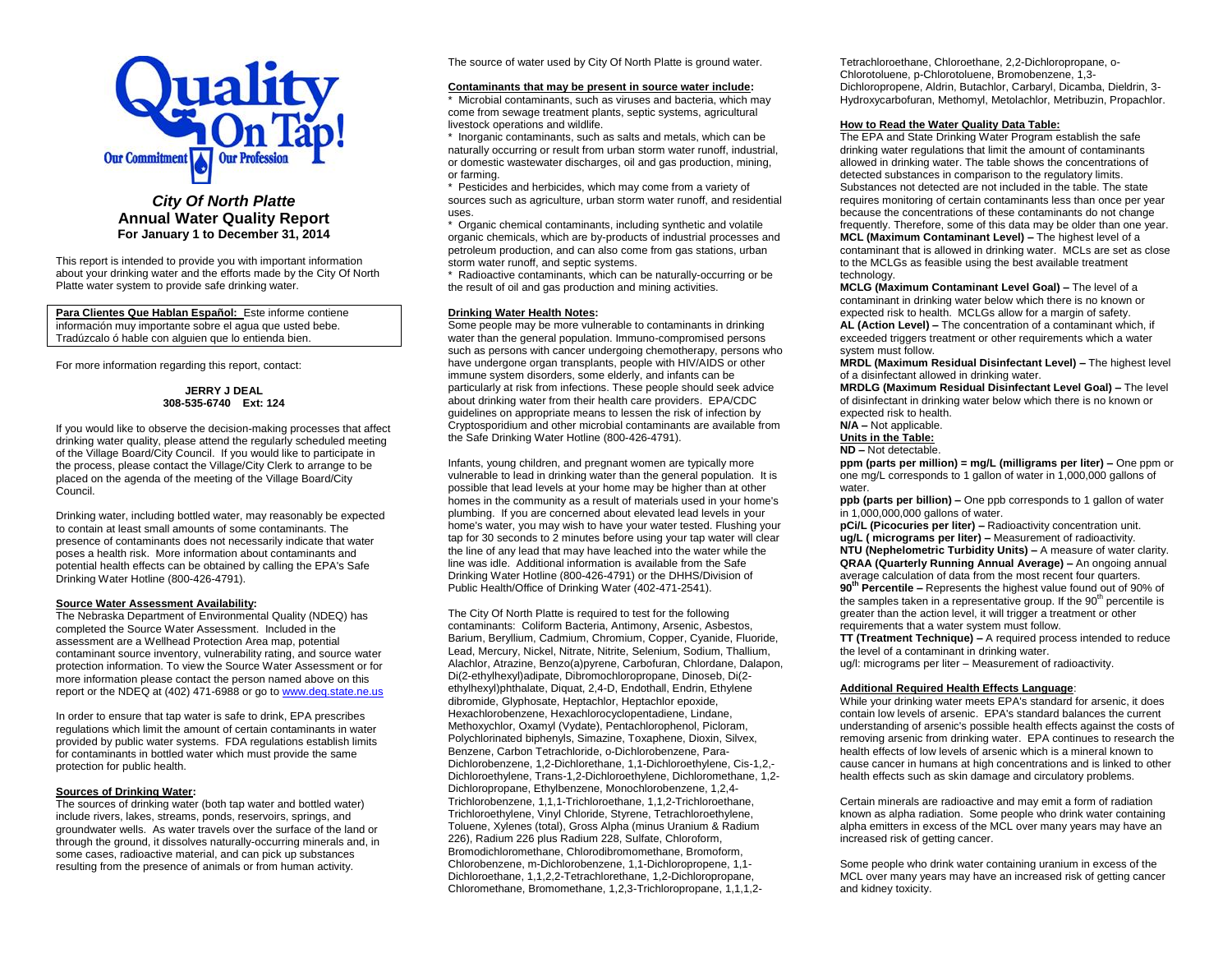Quality On Tap!
Our Commitment | Our Profession

# City Of North Platte
## Annual Water Quality Report
### For January 1 to December 31, 2014

This report is intended to provide you with important information about your drinking water and the efforts made by the City Of North Platte water system to provide safe drinking water.

**Para Clientes Que Hablan Español:** Este informe contiene información muy importante sobre el agua que usted bebe. Tradúzcalo ó hable con alguien que lo entienda bien.

For more information regarding this report, contact:

**JERRY J DEAL**
**308-535-6740 Ext: 124**

If you would like to observe the decision-making processes that affect drinking water quality, please attend the regularly scheduled meeting of the Village Board/City Council. If you would like to participate in the process, please contact the Village/City Clerk to arrange to be placed on the agenda of the meeting of the Village Board/City Council.

Drinking water, including bottled water, may reasonably be expected to contain at least small amounts of some contaminants. The presence of contaminants does not necessarily indicate that water poses a health risk. More information about contaminants and potential health effects can be obtained by calling the EPA's Safe Drinking Water Hotline (800-426-4791).

**Source Water Assessment Availability:**
The Nebraska Department of Environmental Quality (NDEQ) has completed the Source Water Assessment. Included in the assessment are a Wellhead Protection Area map, potential contaminant source inventory, vulnerability rating, and source water protection information. To view the Source Water Assessment or for more information please contact the person named above on this report or the NDEQ at (402) 471-6988 or go to www.deq.state.ne.us

In order to ensure that tap water is safe to drink, EPA prescribes regulations which limit the amount of certain contaminants in water provided by public water systems. FDA regulations establish limits for contaminants in bottled water which must provide the same protection for public health.

**Sources of Drinking Water:**
The sources of drinking water (both tap water and bottled water) include rivers, lakes, streams, ponds, reservoirs, springs, and groundwater wells. As water travels over the surface of the land or through the ground, it dissolves naturally-occurring minerals and, in some cases, radioactive material, and can pick up substances resulting from the presence of animals or from human activity.

The source of water used by City Of North Platte is ground water.

**Contaminants that may be present in source water include:**
* Microbial contaminants, such as viruses and bacteria, which may come from sewage treatment plants, septic systems, agricultural livestock operations and wildlife.
* Inorganic contaminants, such as salts and metals, which can be naturally occurring or result from urban storm water runoff, industrial, or domestic wastewater discharges, oil and gas production, mining, or farming.
* Pesticides and herbicides, which may come from a variety of sources such as agriculture, urban storm water runoff, and residential uses.
* Organic chemical contaminants, including synthetic and volatile organic chemicals, which are by-products of industrial processes and petroleum production, and can also come from gas stations, urban storm water runoff, and septic systems.
* Radioactive contaminants, which can be naturally-occurring or be the result of oil and gas production and mining activities.

**Drinking Water Health Notes:**
Some people may be more vulnerable to contaminants in drinking water than the general population. Immuno-compromised persons such as persons with cancer undergoing chemotherapy, persons who have undergone organ transplants, people with HIV/AIDS or other immune system disorders, some elderly, and infants can be particularly at risk from infections. These people should seek advice about drinking water from their health care providers. EPA/CDC guidelines on appropriate means to lessen the risk of infection by Cryptosporidium and other microbial contaminants are available from the Safe Drinking Water Hotline (800-426-4791).

Infants, young children, and pregnant women are typically more vulnerable to lead in drinking water than the general population. It is possible that lead levels at your home may be higher than at other homes in the community as a result of materials used in your home's plumbing. If you are concerned about elevated lead levels in your home's water, you may wish to have your water tested. Flushing your tap for 30 seconds to 2 minutes before using your tap water will clear the line of any lead that may have leached into the water while the line was idle. Additional information is available from the Safe Drinking Water Hotline (800-426-4791) or the DHHS/Division of Public Health/Office of Drinking Water (402-471-2541).

The City Of North Platte is required to test for the following contaminants: Coliform Bacteria, Antimony, Arsenic, Asbestos, Barium, Beryllium, Cadmium, Chromium, Copper, Cyanide, Fluoride, Lead, Mercury, Nickel, Nitrate, Nitrite, Selenium, Sodium, Thallium, Alachlor, Atrazine, Benzo(a)pyrene, Carbofuran, Chlordane, Dalapon, Di(2-ethylhexyl)adipate, Dibromochloropropane, Dinoseb, Di(2-ethylhexyl)phthalate, Diquat, 2,4-D, Endothall, Endrin, Ethylene dibromide, Glyphosate, Heptachlor, Heptachlor epoxide, Hexachlorobenzene, Hexachlorocyclopentadiene, Lindane, Methoxychlor, Oxamyl (Vydate), Pentachlorophenol, Picloram, Polychlorinated biphenyls, Simazine, Toxaphene, Dioxin, Silvex, Benzene, Carbon Tetrachloride, o-Dichlorobenzene, Para-Dichlorobenzene, 1,2-Dichlorethane, 1,1-Dichloroethylene, Cis-1,2,-Dichloroethylene, Trans-1,2-Dichloroethylene, Dichloromethane, 1,2-Dichloropropane, Ethylbenzene, Monochlorobenzene, 1,2,4-Trichlorobenzene, 1,1,1-Trichloroethane, 1,1,2-Trichloroethane, Trichloroethylene, Vinyl Chloride, Styrene, Tetrachloroethylene, Toluene, Xylenes (total), Gross Alpha (minus Uranium & Radium 226), Radium 226 plus Radium 228, Sulfate, Chloroform, Bromodichloromethane, Chlorodibromomethane, Bromoform, Chlorobenzene, m-Dichlorobenzene, 1,1-Dichloropropene, 1,1-Dichloroethane, 1,1,2,2-Tetrachlorethane, 1,2-Dichloropropane, Chloromethane, Bromomethane, 1,2,3-Trichloropropane, 1,1,1,2-Tetrachloroethane, Chloroethane, 2,2-Dichloropropane, o-Chlorotoluene, p-Chlorotoluene, Bromobenzene, 1,3-Dichloropropene, Aldrin, Butachlor, Carbaryl, Dicamba, Dieldrin, 3-Hydroxycarbofuran, Methomyl, Metolachlor, Metribuzin, Propachlor.

**How to Read the Water Quality Data Table:**
The EPA and State Drinking Water Program establish the safe drinking water regulations that limit the amount of contaminants allowed in drinking water. The table shows the concentrations of detected substances in comparison to the regulatory limits. Substances not detected are not included in the table. The state requires monitoring of certain contaminants less than once per year because the concentrations of these contaminants do not change frequently. Therefore, some of this data may be older than one year.

**MCL (Maximum Contaminant Level) –** The highest level of a contaminant that is allowed in drinking water. MCLs are set as close to the MCLGs as feasible using the best available treatment technology.

**MCLG (Maximum Contaminant Level Goal) –** The level of a contaminant in drinking water below which there is no known or expected risk to health. MCLGs allow for a margin of safety.

**AL (Action Level) –** The concentration of a contaminant which, if exceeded triggers treatment or other requirements which a water system must follow.

**MRDL (Maximum Residual Disinfectant Level) –** The highest level of a disinfectant allowed in drinking water.

**MRDLG (Maximum Residual Disinfectant Level Goal) –** The level of disinfectant in drinking water below which there is no known or expected risk to health.

**N/A –** Not applicable.

**Units in the Table:**

**ND –** Not detectable.

**ppm (parts per million) = mg/L (milligrams per liter) –** One ppm or one mg/L corresponds to 1 gallon of water in 1,000,000 gallons of water.

**ppb (parts per billion) –** One ppb corresponds to 1 gallon of water in 1,000,000,000 gallons of water.

**pCi/L (Picocuries per liter) –** Radioactivity concentration unit.

**ug/L ( micrograms per liter) –** Measurement of radioactivity.

**NTU (Nephelometric Turbidity Units) –** A measure of water clarity.

**QRAA (Quarterly Running Annual Average) –** An ongoing annual average calculation of data from the most recent four quarters.

**90th Percentile –** Represents the highest value found out of 90% of the samples taken in a representative group. If the 90th percentile is greater than the action level, it will trigger a treatment or other requirements that a water system must follow.

**TT (Treatment Technique) –** A required process intended to reduce the level of a contaminant in drinking water.

ug/l: micrograms per liter – Measurement of radioactivity.

**Additional Required Health Effects Language**:
While your drinking water meets EPA's standard for arsenic, it does contain low levels of arsenic. EPA's standard balances the current understanding of arsenic's possible health effects against the costs of removing arsenic from drinking water. EPA continues to research the health effects of low levels of arsenic which is a mineral known to cause cancer in humans at high concentrations and is linked to other health effects such as skin damage and circulatory problems.

Certain minerals are radioactive and may emit a form of radiation known as alpha radiation. Some people who drink water containing alpha emitters in excess of the MCL over many years may have an increased risk of getting cancer.

Some people who drink water containing uranium in excess of the MCL over many years may have an increased risk of getting cancer and kidney toxicity.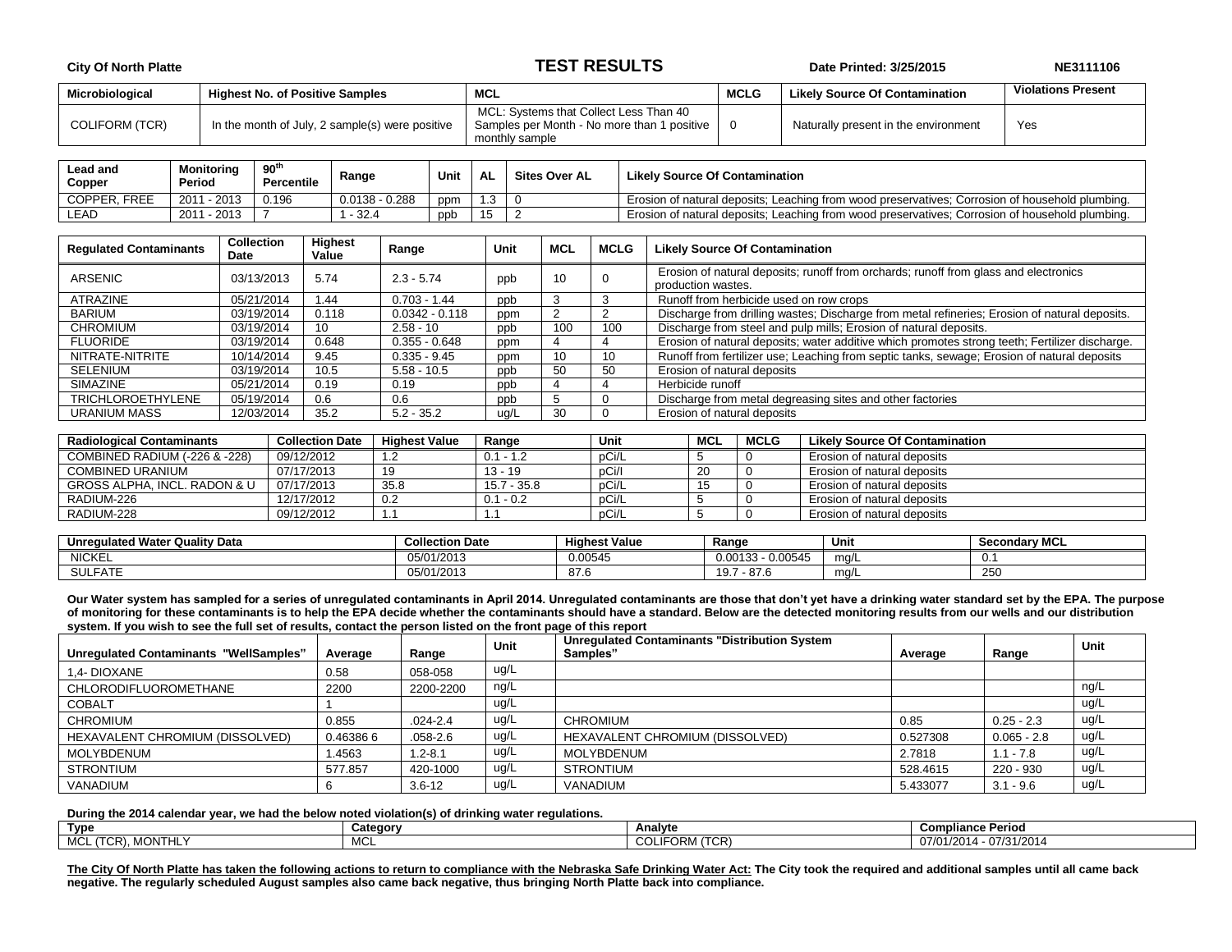City Of North Platte

# TEST RESULTS

Date Printed: 3/25/2015 NE3111106

| Microbiological | Highest No. of Positive Samples | MCL | MCLG | Likely Source Of Contamination | Violations Present |
|---|---|---|---|---|---|
| COLIFORM (TCR) | In the month of July, 2 sample(s) were positive | MCL: Systems that Collect Less Than 40 Samples per Month - No more than 1 positive monthly sample | 0 | Naturally present in the environment | Yes |

| Lead and Copper | Monitoring Period | 90th Percentile | Range | Unit | AL | Sites Over AL | Likely Source Of Contamination |
|---|---|---|---|---|---|---|---|
| COPPER, FREE | 2011 - 2013 | 0.196 | 0.0138 - 0.288 | ppm | 1.3 | 0 | Erosion of natural deposits; Leaching from wood preservatives; Corrosion of household plumbing. |
| LEAD | 2011 - 2013 | 7 | 1 - 32.4 | ppb | 15 | 2 | Erosion of natural deposits; Leaching from wood preservatives; Corrosion of household plumbing. |

| Regulated Contaminants | Collection Date | Highest Value | Range | Unit | MCL | MCLG | Likely Source Of Contamination |
|---|---|---|---|---|---|---|---|
| ARSENIC | 03/13/2013 | 5.74 | 2.3 - 5.74 | ppb | 10 | 0 | Erosion of natural deposits; runoff from orchards; runoff from glass and electronics production wastes. |
| ATRAZINE | 05/21/2014 | 1.44 | 0.703 - 1.44 | ppb | 3 | 3 | Runoff from herbicide used on row crops |
| BARIUM | 03/19/2014 | 0.118 | 0.0342 - 0.118 | ppm | 2 | 2 | Discharge from drilling wastes; Discharge from metal refineries; Erosion of natural deposits. |
| CHROMIUM | 03/19/2014 | 10 | 2.58 - 10 | ppb | 100 | 100 | Discharge from steel and pulp mills; Erosion of natural deposits. |
| FLUORIDE | 03/19/2014 | 0.648 | 0.355 - 0.648 | ppm | 4 | 4 | Erosion of natural deposits; water additive which promotes strong teeth; Fertilizer discharge. |
| NITRATE-NITRITE | 10/14/2014 | 9.45 | 0.335 - 9.45 | ppm | 10 | 10 | Runoff from fertilizer use; Leaching from septic tanks, sewage; Erosion of natural deposits |
| SELENIUM | 03/19/2014 | 10.5 | 5.58 - 10.5 | ppb | 50 | 50 | Erosion of natural deposits |
| SIMAZINE | 05/21/2014 | 0.19 | 0.19 | ppb | 4 | 4 | Herbicide runoff |
| TRICHLOROETHYLENE | 05/19/2014 | 0.6 | 0.6 | ppb | 5 | 0 | Discharge from metal degreasing sites and other factories |
| URANIUM MASS | 12/03/2014 | 35.2 | 5.2 - 35.2 | ug/L | 30 | 0 | Erosion of natural deposits |

| Radiological Contaminants | Collection Date | Highest Value | Range | Unit | MCL | MCLG | Likely Source Of Contamination |
|---|---|---|---|---|---|---|---|
| COMBINED RADIUM (-226 & -228) | 09/12/2012 | 1.2 | 0.1 - 1.2 | pCi/L | 5 | 0 | Erosion of natural deposits |
| COMBINED URANIUM | 07/17/2013 | 19 | 13 - 19 | pCi/l | 20 | 0 | Erosion of natural deposits |
| GROSS ALPHA, INCL. RADON & U | 07/17/2013 | 35.8 | 15.7 - 35.8 | pCi/L | 15 | 0 | Erosion of natural deposits |
| RADIUM-226 | 12/17/2012 | 0.2 | 0.1 - 0.2 | pCi/L | 5 | 0 | Erosion of natural deposits |
| RADIUM-228 | 09/12/2012 | 1.1 | 1.1 | pCi/L | 5 | 0 | Erosion of natural deposits |

| Unregulated Water Quality Data | Collection Date | Highest Value | Range | Unit | Secondary MCL |
|---|---|---|---|---|---|
| NICKEL | 05/01/2013 | 0.00545 | 0.00133 - 0.00545 | mg/L | 0.1 |
| SULFATE | 05/01/2013 | 87.6 | 19.7 - 87.6 | mg/L | 250 |

**Our Water system has sampled for a series of unregulated contaminants in April 2014. Unregulated contaminants are those that don't yet have a drinking water standard set by the EPA. The purpose of monitoring for these contaminants is to help the EPA decide whether the contaminants should have a standard. Below are the detected monitoring results from our wells and our distribution system. If you wish to see the full set of results, contact the person listed on the front page of this report**

| Unregulated Contaminants "WellSamples" | Average | Range | Unit | Unregulated Contaminants "Distribution System Samples" | Average | Range | Unit |
|---|---|---|---|---|---|---|---|
| 1,4- DIOXANE | 0.58 | 058-058 | ug/L | | | | |
| CHLORODIFLUOROMETHANE | 2200 | 2200-2200 | ng/L | | | | ng/L |
| COBALT | 1 | | ug/L | | | | ug/L |
| CHROMIUM | 0.855 | .024-2.4 | ug/L | CHROMIUM | 0.85 | 0.25 - 2.3 | ug/L |
| HEXAVALENT CHROMIUM (DISSOLVED) | 0.46386 6 | .058-2.6 | ug/L | HEXAVALENT CHROMIUM (DISSOLVED) | 0.527308 | 0.065 - 2.8 | ug/L |
| MOLYBDENUM | 1.4563 | 1.2-8.1 | ug/L | MOLYBDENUM | 2.7818 | 1.1 - 7.8 | ug/L |
| STRONTIUM | 577.857 | 420-1000 | ug/L | STRONTIUM | 528.4615 | 220 - 930 | ug/L |
| VANADIUM | 6 | 3.6-12 | ug/L | VANADIUM | 5.433077 | 3.1 - 9.6 | ug/L |

**During the 2014 calendar year, we had the below noted violation(s) of drinking water regulations.**

| Type | Category | Analyte | Compliance Period |
|---|---|---|---|
| MCL (TCR), MONTHLY | MCL | COLIFORM (TCR) | 07/01/2014 - 07/31/2014 |

**<u>The City Of North Platte has taken the following actions to return to compliance with the Nebraska Safe Drinking Water Act:</u> The City took the required and additional samples until all came back negative. The regularly scheduled August samples also came back negative, thus bringing North Platte back into compliance.**